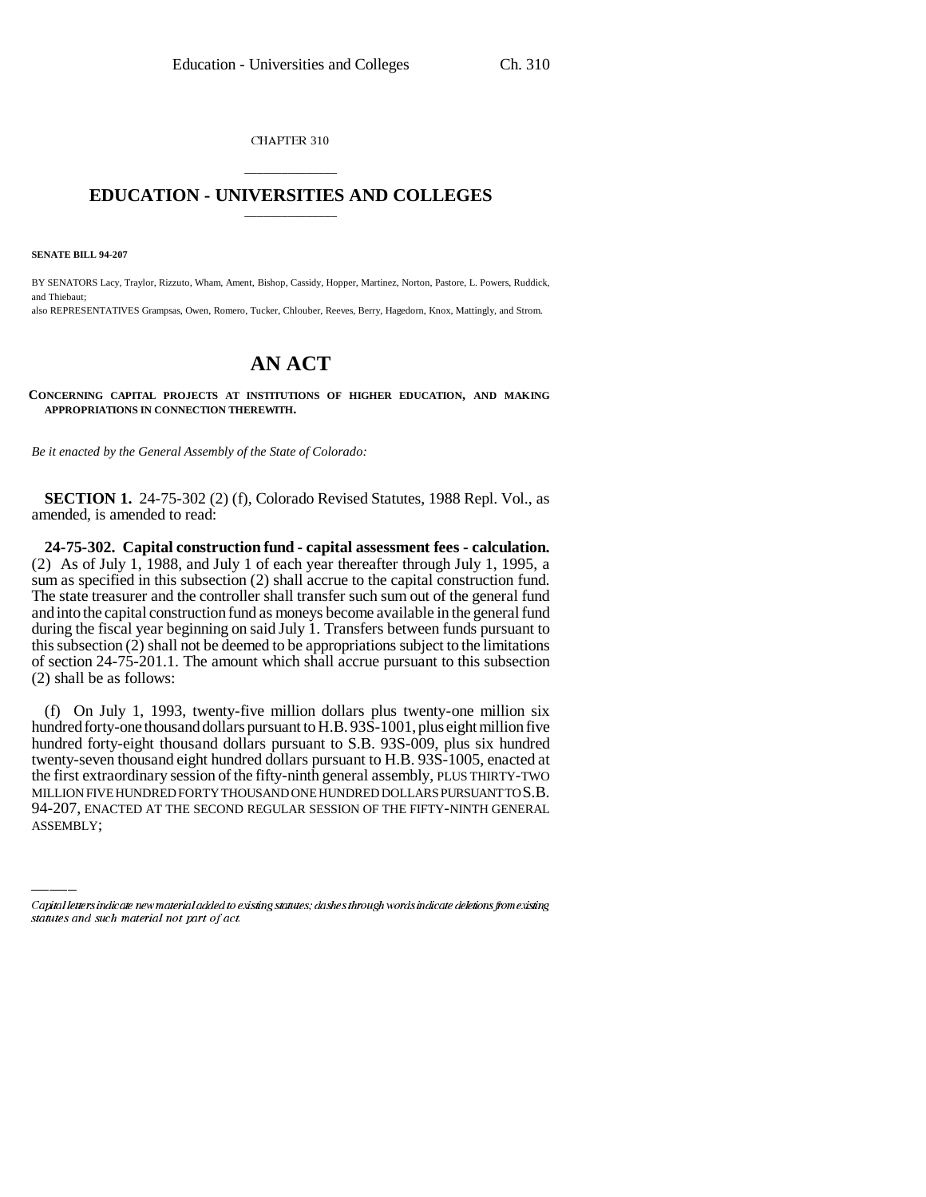CHAPTER 310

# EDUCATION - UNIVERSITIES AND COLLEGES

**SENATE BILL 94-207**

BY SENATORS Lacy, Traylor, Rizzuto, Wham, Ament, Bishop, Cassidy, Hopper, Martinez, Norton, Pastore, L. Powers, Ruddick, and Thiebaut;

also REPRESENTATIVES Grampsas, Owen, Romero, Tucker, Chlouber, Reeves, Berry, Hagedorn, Knox, Mattingly, and Strom.

# AN ACT

**CONCERNING CAPITAL PROJECTS AT INSTITUTIONS OF HIGHER EDUCATION, AND MAKING APPROPRIATIONS IN CONNECTION THEREWITH.**

*Be it enacted by the General Assembly of the State of Colorado:*

**SECTION 1.** 24-75-302 (2) (f), Colorado Revised Statutes, 1988 Repl. Vol., as amended, is amended to read:

**24-75-302. Capital construction fund - capital assessment fees - calculation.** (2) As of July 1, 1988, and July 1 of each year thereafter through July 1, 1995, a sum as specified in this subsection (2) shall accrue to the capital construction fund. The state treasurer and the controller shall transfer such sum out of the general fund and into the capital construction fund as moneys become available in the general fund during the fiscal year beginning on said July 1. Transfers between funds pursuant to this subsection (2) shall not be deemed to be appropriations subject to the limitations of section 24-75-201.1. The amount which shall accrue pursuant to this subsection (2) shall be as follows:

(f) On July 1, 1993, twenty-five million dollars plus twenty-one million six hundred forty-one thousand dollars pursuant to H.B. 93S-1001, plus eight million five hundred forty-eight thousand dollars pursuant to S.B. 93S-009, plus six hundred twenty-seven thousand eight hundred dollars pursuant to H.B. 93S-1005, enacted at the first extraordinary session of the fifty-ninth general assembly, PLUS THIRTY-TWO MILLION FIVE HUNDRED FORTY THOUSAND ONE HUNDRED DOLLARS PURSUANT TO S.B. 94-207, ENACTED AT THE SECOND REGULAR SESSION OF THE FIFTY-NINTH GENERAL ASSEMBLY;

Capital letters indicate new material added to existing statutes; dashes through words indicate deletions from existing statutes and such material not part of act.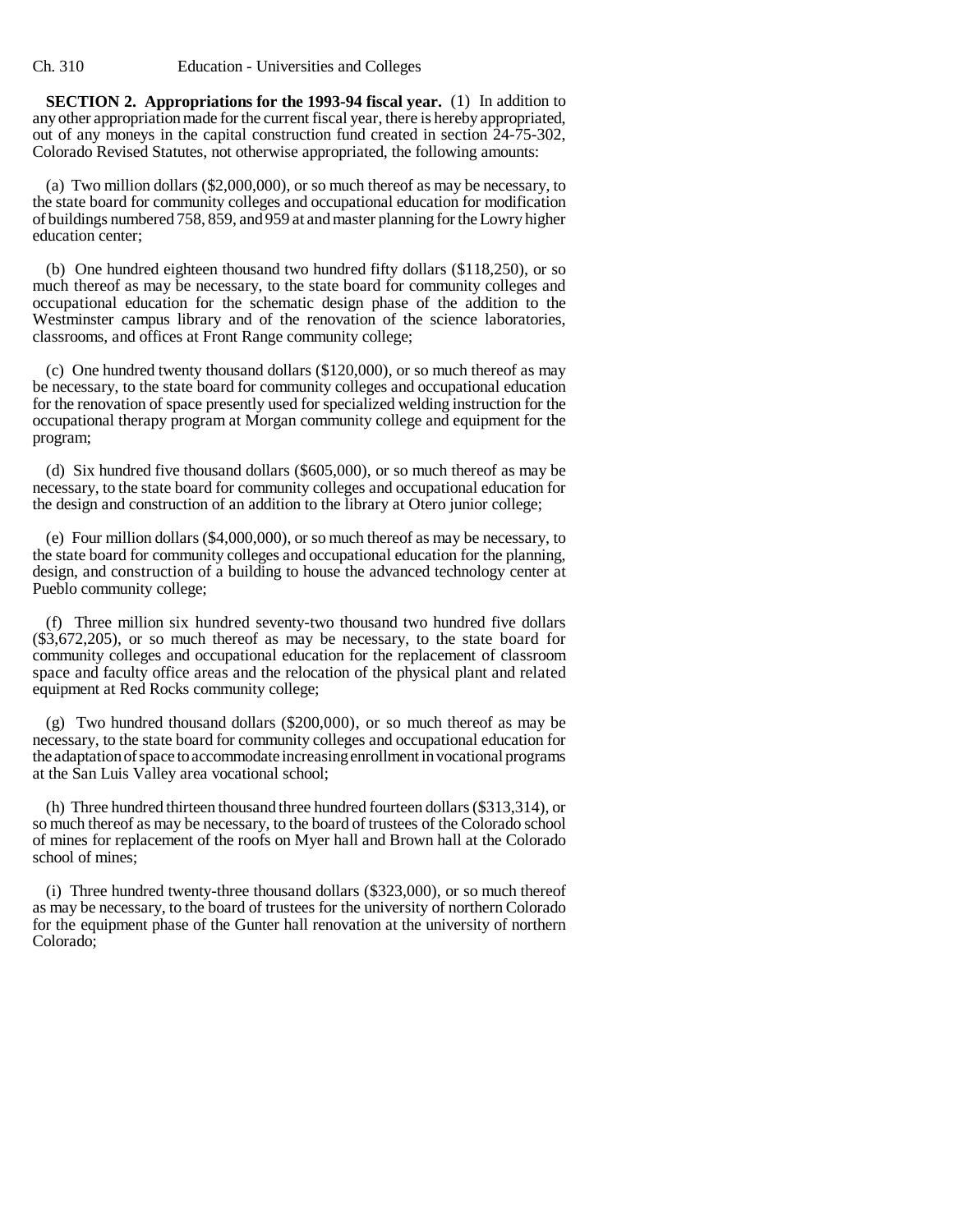**SECTION 2. Appropriations for the 1993-94 fiscal year.** (1) In addition to any other appropriation made for the current fiscal year, there is hereby appropriated, out of any moneys in the capital construction fund created in section 24-75-302, Colorado Revised Statutes, not otherwise appropriated, the following amounts:

(a) Two million dollars ($2,000,000), or so much thereof as may be necessary, to the state board for community colleges and occupational education for modification of buildings numbered 758, 859, and 959 at and master planning for the Lowry higher education center;

(b) One hundred eighteen thousand two hundred fifty dollars ($118,250), or so much thereof as may be necessary, to the state board for community colleges and occupational education for the schematic design phase of the addition to the Westminster campus library and of the renovation of the science laboratories, classrooms, and offices at Front Range community college;

(c) One hundred twenty thousand dollars ($120,000), or so much thereof as may be necessary, to the state board for community colleges and occupational education for the renovation of space presently used for specialized welding instruction for the occupational therapy program at Morgan community college and equipment for the program;

(d) Six hundred five thousand dollars ($605,000), or so much thereof as may be necessary, to the state board for community colleges and occupational education for the design and construction of an addition to the library at Otero junior college;

(e) Four million dollars ($4,000,000), or so much thereof as may be necessary, to the state board for community colleges and occupational education for the planning, design, and construction of a building to house the advanced technology center at Pueblo community college;

(f) Three million six hundred seventy-two thousand two hundred five dollars ($3,672,205), or so much thereof as may be necessary, to the state board for community colleges and occupational education for the replacement of classroom space and faculty office areas and the relocation of the physical plant and related equipment at Red Rocks community college;

(g) Two hundred thousand dollars ($200,000), or so much thereof as may be necessary, to the state board for community colleges and occupational education for the adaptation of space to accommodate increasing enrollment in vocational programs at the San Luis Valley area vocational school;

(h) Three hundred thirteen thousand three hundred fourteen dollars ($313,314), or so much thereof as may be necessary, to the board of trustees of the Colorado school of mines for replacement of the roofs on Myer hall and Brown hall at the Colorado school of mines;

(i) Three hundred twenty-three thousand dollars ($323,000), or so much thereof as may be necessary, to the board of trustees for the university of northern Colorado for the equipment phase of the Gunter hall renovation at the university of northern Colorado;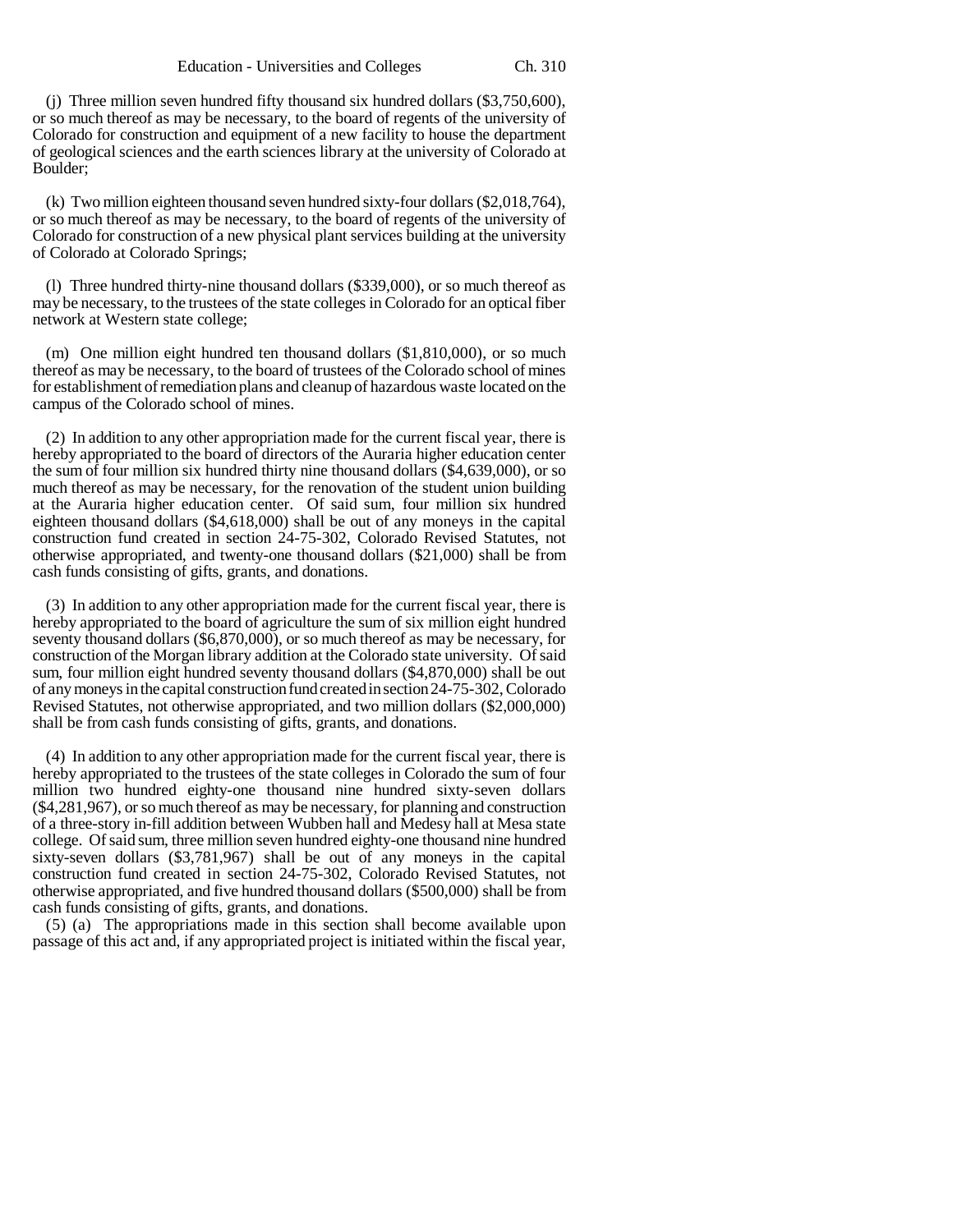(j) Three million seven hundred fifty thousand six hundred dollars ($3,750,600), or so much thereof as may be necessary, to the board of regents of the university of Colorado for construction and equipment of a new facility to house the department of geological sciences and the earth sciences library at the university of Colorado at Boulder;

(k) Two million eighteen thousand seven hundred sixty-four dollars ($2,018,764), or so much thereof as may be necessary, to the board of regents of the university of Colorado for construction of a new physical plant services building at the university of Colorado at Colorado Springs;

(l) Three hundred thirty-nine thousand dollars ($339,000), or so much thereof as may be necessary, to the trustees of the state colleges in Colorado for an optical fiber network at Western state college;

(m) One million eight hundred ten thousand dollars ($1,810,000), or so much thereof as may be necessary, to the board of trustees of the Colorado school of mines for establishment of remediation plans and cleanup of hazardous waste located on the campus of the Colorado school of mines.

(2) In addition to any other appropriation made for the current fiscal year, there is hereby appropriated to the board of directors of the Auraria higher education center the sum of four million six hundred thirty nine thousand dollars ($4,639,000), or so much thereof as may be necessary, for the renovation of the student union building at the Auraria higher education center. Of said sum, four million six hundred eighteen thousand dollars ($4,618,000) shall be out of any moneys in the capital construction fund created in section 24-75-302, Colorado Revised Statutes, not otherwise appropriated, and twenty-one thousand dollars ($21,000) shall be from cash funds consisting of gifts, grants, and donations.

(3) In addition to any other appropriation made for the current fiscal year, there is hereby appropriated to the board of agriculture the sum of six million eight hundred seventy thousand dollars ($6,870,000), or so much thereof as may be necessary, for construction of the Morgan library addition at the Colorado state university. Of said sum, four million eight hundred seventy thousand dollars ($4,870,000) shall be out of any moneys in the capital construction fund created in section 24-75-302, Colorado Revised Statutes, not otherwise appropriated, and two million dollars ($2,000,000) shall be from cash funds consisting of gifts, grants, and donations.

(4) In addition to any other appropriation made for the current fiscal year, there is hereby appropriated to the trustees of the state colleges in Colorado the sum of four million two hundred eighty-one thousand nine hundred sixty-seven dollars ($4,281,967), or so much thereof as may be necessary, for planning and construction of a three-story in-fill addition between Wubben hall and Medesy hall at Mesa state college. Of said sum, three million seven hundred eighty-one thousand nine hundred sixty-seven dollars ($3,781,967) shall be out of any moneys in the capital construction fund created in section 24-75-302, Colorado Revised Statutes, not otherwise appropriated, and five hundred thousand dollars ($500,000) shall be from cash funds consisting of gifts, grants, and donations.

(5) (a) The appropriations made in this section shall become available upon passage of this act and, if any appropriated project is initiated within the fiscal year,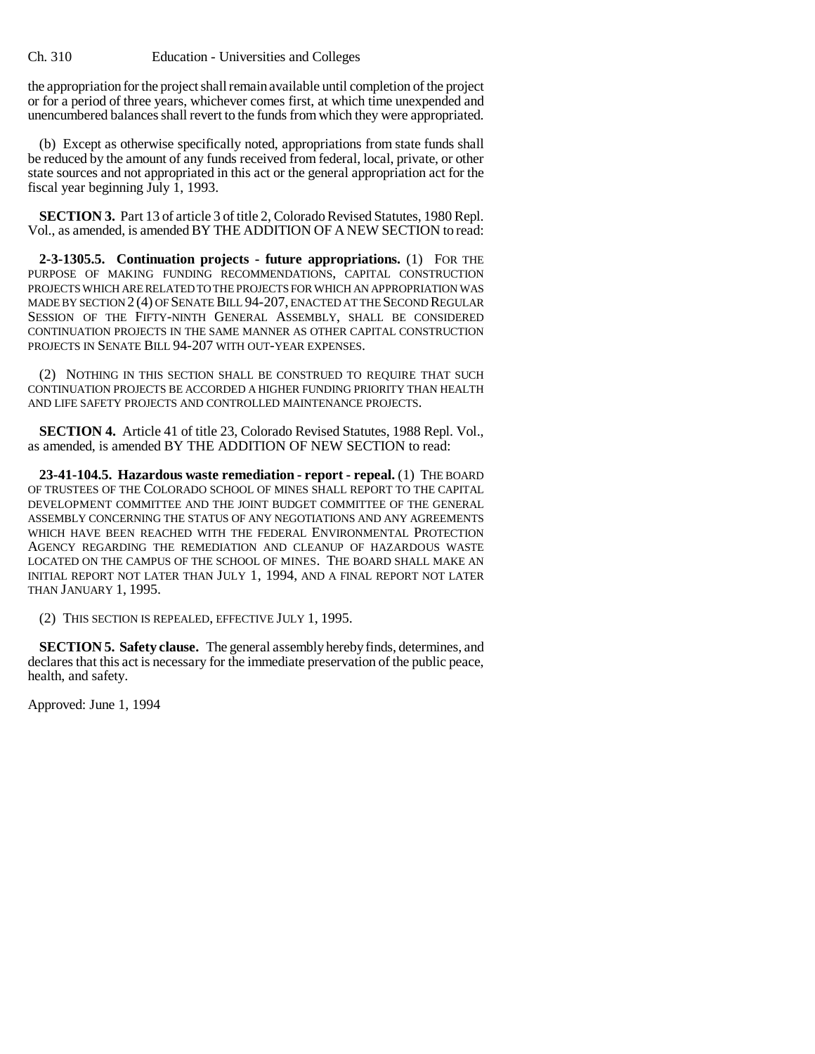the appropriation for the project shall remain available until completion of the project or for a period of three years, whichever comes first, at which time unexpended and unencumbered balances shall revert to the funds from which they were appropriated.

(b) Except as otherwise specifically noted, appropriations from state funds shall be reduced by the amount of any funds received from federal, local, private, or other state sources and not appropriated in this act or the general appropriation act for the fiscal year beginning July 1, 1993.

**SECTION 3.** Part 13 of article 3 of title 2, Colorado Revised Statutes, 1980 Repl. Vol., as amended, is amended BY THE ADDITION OF A NEW SECTION to read:

**2-3-1305.5. Continuation projects - future appropriations.** (1) FOR THE PURPOSE OF MAKING FUNDING RECOMMENDATIONS, CAPITAL CONSTRUCTION PROJECTS WHICH ARE RELATED TO THE PROJECTS FOR WHICH AN APPROPRIATION WAS MADE BY SECTION 2 (4) OF SENATE BILL 94-207, ENACTED AT THE SECOND REGULAR SESSION OF THE FIFTY-NINTH GENERAL ASSEMBLY, SHALL BE CONSIDERED CONTINUATION PROJECTS IN THE SAME MANNER AS OTHER CAPITAL CONSTRUCTION PROJECTS IN SENATE BILL 94-207 WITH OUT-YEAR EXPENSES.

(2) NOTHING IN THIS SECTION SHALL BE CONSTRUED TO REQUIRE THAT SUCH CONTINUATION PROJECTS BE ACCORDED A HIGHER FUNDING PRIORITY THAN HEALTH AND LIFE SAFETY PROJECTS AND CONTROLLED MAINTENANCE PROJECTS.

**SECTION 4.** Article 41 of title 23, Colorado Revised Statutes, 1988 Repl. Vol., as amended, is amended BY THE ADDITION OF NEW SECTION to read:

**23-41-104.5. Hazardous waste remediation - report - repeal.** (1) THE BOARD OF TRUSTEES OF THE COLORADO SCHOOL OF MINES SHALL REPORT TO THE CAPITAL DEVELOPMENT COMMITTEE AND THE JOINT BUDGET COMMITTEE OF THE GENERAL ASSEMBLY CONCERNING THE STATUS OF ANY NEGOTIATIONS AND ANY AGREEMENTS WHICH HAVE BEEN REACHED WITH THE FEDERAL ENVIRONMENTAL PROTECTION AGENCY REGARDING THE REMEDIATION AND CLEANUP OF HAZARDOUS WASTE LOCATED ON THE CAMPUS OF THE SCHOOL OF MINES. THE BOARD SHALL MAKE AN INITIAL REPORT NOT LATER THAN JULY 1, 1994, AND A FINAL REPORT NOT LATER THAN JANUARY 1, 1995.

(2) THIS SECTION IS REPEALED, EFFECTIVE JULY 1, 1995.

**SECTION 5. Safety clause.** The general assembly hereby finds, determines, and declares that this act is necessary for the immediate preservation of the public peace, health, and safety.

Approved: June 1, 1994